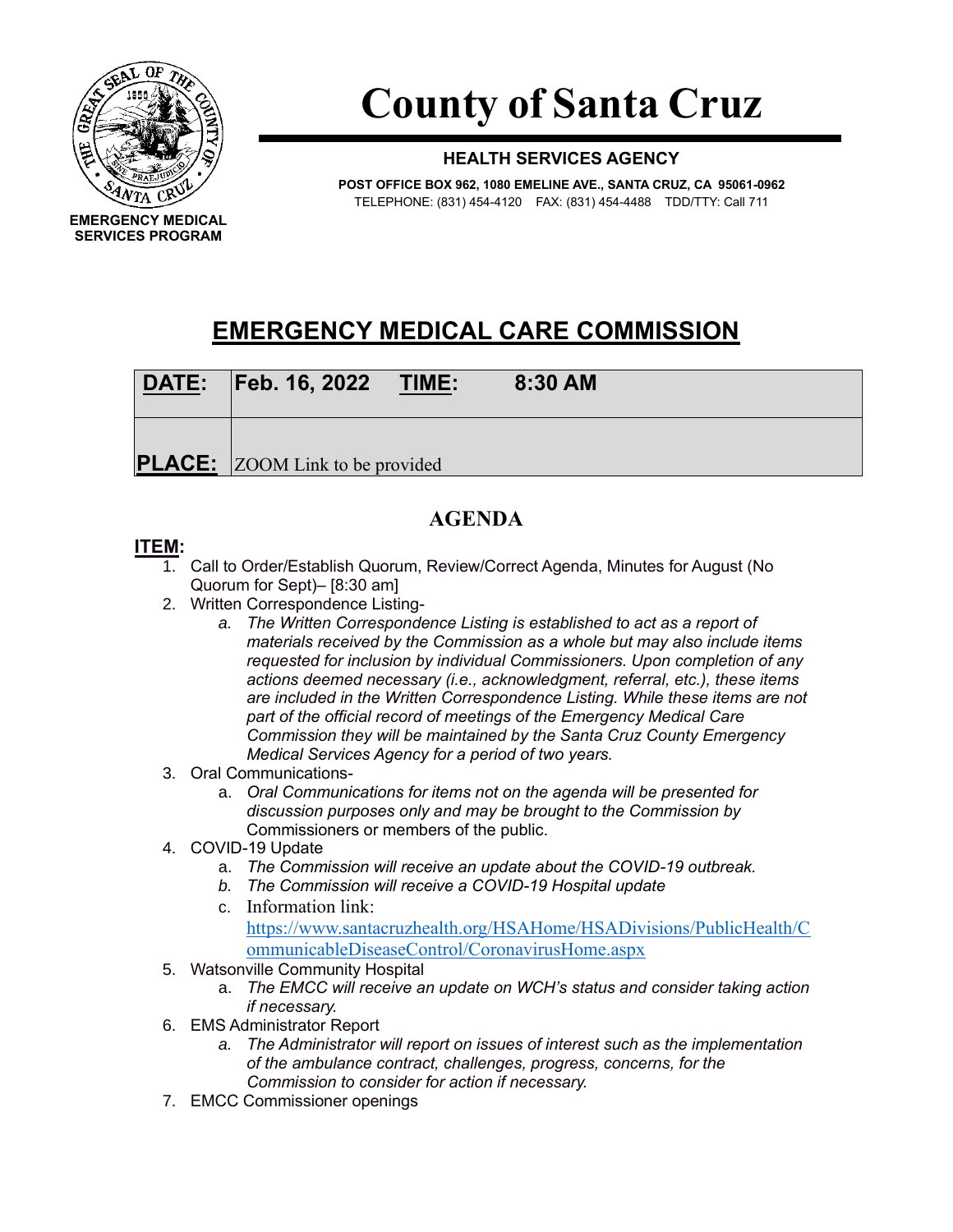EMERGENCY MEDICAL SERVICES PROGRAM

# County of Santa Cruz

**HEALTH SERVICES AGENCY**

**POST OFFICE BOX 962, 1080 EMELINE AVE., SANTA CRUZ, CA 95061-0962**
TELEPHONE: (831) 454-4120 FAX: (831) 454-4488 TDD/TTY: Call 711

## EMERGENCY MEDICAL CARE COMMISSION

| **DATE:** | **Feb. 16, 2022** **TIME:** **8:30 AM** |
|---|---|
| **PLACE:** | ZOOM Link to be provided |

## AGENDA

**ITEM:**

1. Call to Order/Establish Quorum, Review/Correct Agenda, Minutes for August (No Quorum for Sept)– [8:30 am]
2. Written Correspondence Listing-
   a. *The Written Correspondence Listing is established to act as a report of materials received by the Commission as a whole but may also include items requested for inclusion by individual Commissioners. Upon completion of any actions deemed necessary (i.e., acknowledgment, referral, etc.), these items are included in the Written Correspondence Listing. While these items are not part of the official record of meetings of the Emergency Medical Care Commission they will be maintained by the Santa Cruz County Emergency Medical Services Agency for a period of two years.*
3. Oral Communications-
   a. *Oral Communications for items not on the agenda will be presented for discussion purposes only and may be brought to the Commission by* Commissioners or members of the public.
4. COVID-19 Update
   a. *The Commission will receive an update about the COVID-19 outbreak.*
   b. *The Commission will receive a COVID-19 Hospital update*
   c. Information link: https://www.santacruzhealth.org/HSAHome/HSADivisions/PublicHealth/CommunicableDiseaseControl/CoronavirusHome.aspx
5. Watsonville Community Hospital
   a. *The EMCC will receive an update on WCH's status and consider taking action if necessary.*
6. EMS Administrator Report
   a. *The Administrator will report on issues of interest such as the implementation of the ambulance contract, challenges, progress, concerns, for the Commission to consider for action if necessary.*
7. EMCC Commissioner openings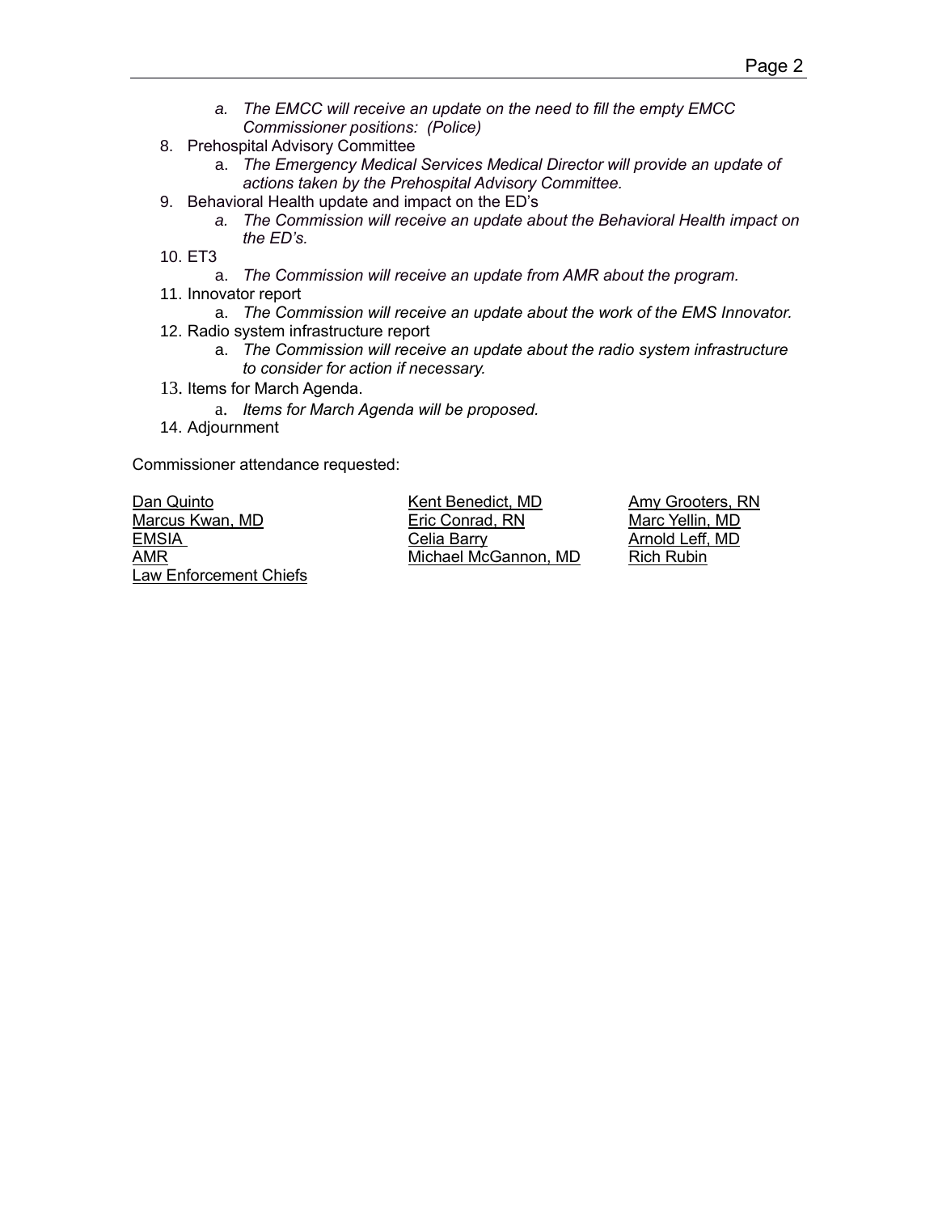a. *The EMCC will receive an update on the need to fill the empty EMCC Commissioner positions: (Police)*

8. Prehospital Advisory Committee
   a. *The Emergency Medical Services Medical Director will provide an update of actions taken by the Prehospital Advisory Committee.*
9. Behavioral Health update and impact on the ED's
   a. *The Commission will receive an update about the Behavioral Health impact on the ED's.*
10. ET3
    a. *The Commission will receive an update from AMR about the program.*
11. Innovator report
    a. *The Commission will receive an update about the work of the EMS Innovator.*
12. Radio system infrastructure report
    a. *The Commission will receive an update about the radio system infrastructure to consider for action if necessary.*
13. Items for March Agenda.
    a. *Items for March Agenda will be proposed.*
14. Adjournment

Commissioner attendance requested:

| | | |
|---|---|---|
| Dan Quinto | Kent Benedict, MD | Amy Grooters, RN |
| Marcus Kwan, MD | Eric Conrad, RN | Marc Yellin, MD |
| EMSIA | Celia Barry | Arnold Leff, MD |
| AMR | Michael McGannon, MD | Rich Rubin |
| Law Enforcement Chiefs | | |